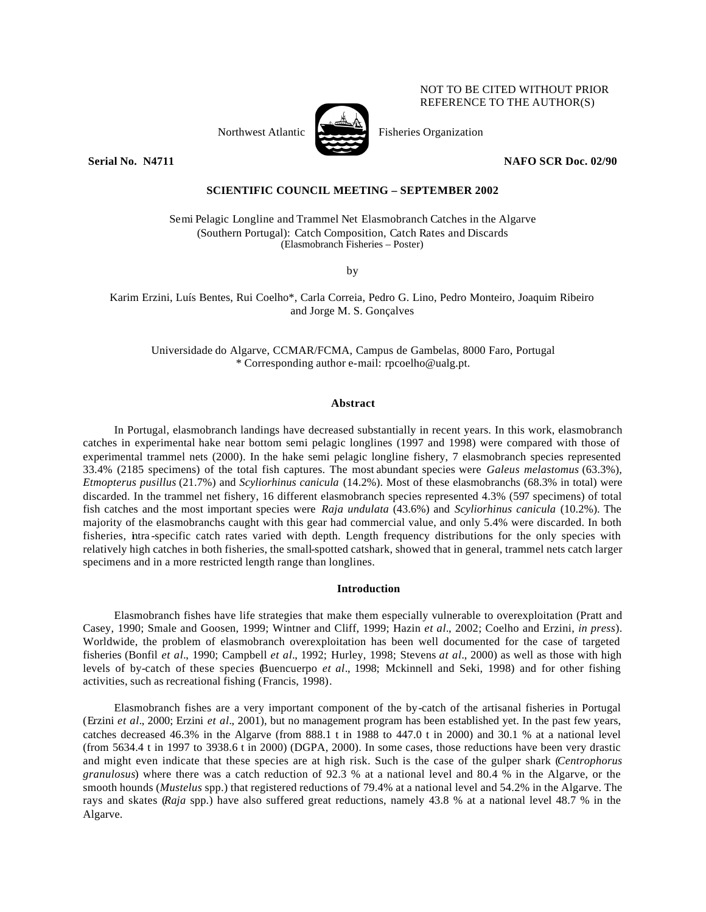NOT TO BE CITED WITHOUT PRIOR REFERENCE TO THE AUTHOR(S)

Northwest Atlantic Fisheries Organization

**Serial No. N4711** **NAFO SCR Doc. 02/90**

**SCIENTIFIC COUNCIL MEETING – SEPTEMBER 2002**

# Semi Pelagic Longline and Trammel Net Elasmobranch Catches in the Algarve (Southern Portugal): Catch Composition, Catch Rates and Discards

(Elasmobranch Fisheries – Poster)

by

Karim Erzini, Luís Bentes, Rui Coelho*, Carla Correia, Pedro G. Lino, Pedro Monteiro, Joaquim Ribeiro and Jorge M. S. Gonçalves

Universidade do Algarve, CCMAR/FCMA, Campus de Gambelas, 8000 Faro, Portugal
\* Corresponding author e-mail: rpcoelho@ualg.pt.

## Abstract

In Portugal, elasmobranch landings have decreased substantially in recent years. In this work, elasmobranch catches in experimental hake near bottom semi pelagic longlines (1997 and 1998) were compared with those of experimental trammel nets (2000). In the hake semi pelagic longline fishery, 7 elasmobranch species represented 33.4% (2185 specimens) of the total fish captures. The most abundant species were *Galeus melastomus* (63.3%), *Etmopterus pusillus* (21.7%) and *Scyliorhinus canicula* (14.2%). Most of these elasmobranchs (68.3% in total) were discarded. In the trammel net fishery, 16 different elasmobranch species represented 4.3% (597 specimens) of total fish catches and the most important species were *Raja undulata* (43.6%) and *Scyliorhinus canicula* (10.2%). The majority of the elasmobranchs caught with this gear had commercial value, and only 5.4% were discarded. In both fisheries, intra-specific catch rates varied with depth. Length frequency distributions for the only species with relatively high catches in both fisheries, the small-spotted catshark, showed that in general, trammel nets catch larger specimens and in a more restricted length range than longlines.

## Introduction

Elasmobranch fishes have life strategies that make them especially vulnerable to overexploitation (Pratt and Casey, 1990; Smale and Goosen, 1999; Wintner and Cliff, 1999; Hazin *et al*., 2002; Coelho and Erzini, *in press*). Worldwide, the problem of elasmobranch overexploitation has been well documented for the case of targeted fisheries (Bonfil *et al*., 1990; Campbell *et al*., 1992; Hurley, 1998; Stevens *at al*., 2000) as well as those with high levels of by-catch of these species (Buencuerpo *et al*., 1998; Mckinnell and Seki, 1998) and for other fishing activities, such as recreational fishing (Francis, 1998).

Elasmobranch fishes are a very important component of the by-catch of the artisanal fisheries in Portugal (Erzini *et al*., 2000; Erzini *et al*., 2001), but no management program has been established yet. In the past few years, catches decreased 46.3% in the Algarve (from 888.1 t in 1988 to 447.0 t in 2000) and 30.1 % at a national level (from 5634.4 t in 1997 to 3938.6 t in 2000) (DGPA, 2000). In some cases, those reductions have been very drastic and might even indicate that these species are at high risk. Such is the case of the gulper shark (*Centrophorus granulosus*) where there was a catch reduction of 92.3 % at a national level and 80.4 % in the Algarve, or the smooth hounds (*Mustelus* spp.) that registered reductions of 79.4% at a national level and 54.2% in the Algarve. The rays and skates (*Raja* spp.) have also suffered great reductions, namely 43.8 % at a national level 48.7 % in the Algarve.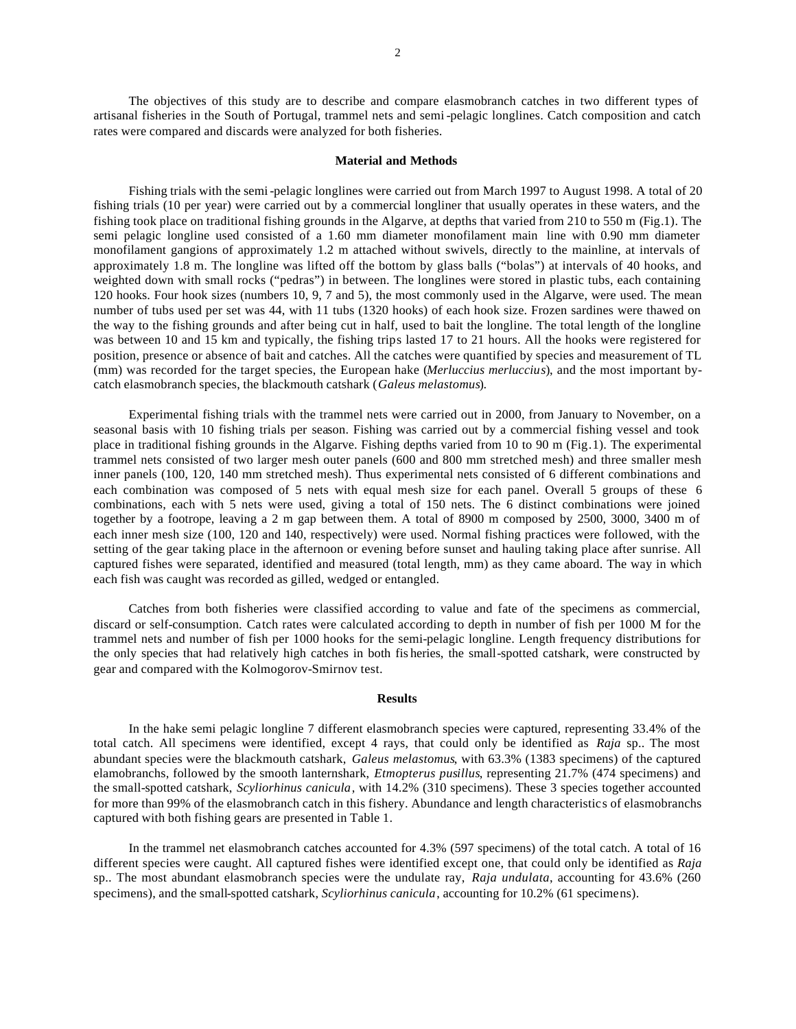The objectives of this study are to describe and compare elasmobranch catches in two different types of artisanal fisheries in the South of Portugal, trammel nets and semi-pelagic longlines. Catch composition and catch rates were compared and discards were analyzed for both fisheries.

## Material and Methods

Fishing trials with the semi-pelagic longlines were carried out from March 1997 to August 1998. A total of 20 fishing trials (10 per year) were carried out by a commercial longliner that usually operates in these waters, and the fishing took place on traditional fishing grounds in the Algarve, at depths that varied from 210 to 550 m (Fig.1). The semi pelagic longline used consisted of a 1.60 mm diameter monofilament main line with 0.90 mm diameter monofilament gangions of approximately 1.2 m attached without swivels, directly to the mainline, at intervals of approximately 1.8 m. The longline was lifted off the bottom by glass balls ("bolas") at intervals of 40 hooks, and weighted down with small rocks ("pedras") in between. The longlines were stored in plastic tubs, each containing 120 hooks. Four hook sizes (numbers 10, 9, 7 and 5), the most commonly used in the Algarve, were used. The mean number of tubs used per set was 44, with 11 tubs (1320 hooks) of each hook size. Frozen sardines were thawed on the way to the fishing grounds and after being cut in half, used to bait the longline. The total length of the longline was between 10 and 15 km and typically, the fishing trips lasted 17 to 21 hours. All the hooks were registered for position, presence or absence of bait and catches. All the catches were quantified by species and measurement of TL (mm) was recorded for the target species, the European hake (*Merluccius merluccius*), and the most important by-catch elasmobranch species, the blackmouth catshark (*Galeus melastomus*).

Experimental fishing trials with the trammel nets were carried out in 2000, from January to November, on a seasonal basis with 10 fishing trials per season. Fishing was carried out by a commercial fishing vessel and took place in traditional fishing grounds in the Algarve. Fishing depths varied from 10 to 90 m (Fig.1). The experimental trammel nets consisted of two larger mesh outer panels (600 and 800 mm stretched mesh) and three smaller mesh inner panels (100, 120, 140 mm stretched mesh). Thus experimental nets consisted of 6 different combinations and each combination was composed of 5 nets with equal mesh size for each panel. Overall 5 groups of these 6 combinations, each with 5 nets were used, giving a total of 150 nets. The 6 distinct combinations were joined together by a footrope, leaving a 2 m gap between them. A total of 8900 m composed by 2500, 3000, 3400 m of each inner mesh size (100, 120 and 140, respectively) were used. Normal fishing practices were followed, with the setting of the gear taking place in the afternoon or evening before sunset and hauling taking place after sunrise. All captured fishes were separated, identified and measured (total length, mm) as they came aboard. The way in which each fish was caught was recorded as gilled, wedged or entangled.

Catches from both fisheries were classified according to value and fate of the specimens as commercial, discard or self-consumption. Catch rates were calculated according to depth in number of fish per 1000 M for the trammel nets and number of fish per 1000 hooks for the semi-pelagic longline. Length frequency distributions for the only species that had relatively high catches in both fisheries, the small-spotted catshark, were constructed by gear and compared with the Kolmogorov-Smirnov test.

## Results

In the hake semi pelagic longline 7 different elasmobranch species were captured, representing 33.4% of the total catch. All specimens were identified, except 4 rays, that could only be identified as *Raja* sp.. The most abundant species were the blackmouth catshark, *Galeus melastomus*, with 63.3% (1383 specimens) of the captured elamobranchs, followed by the smooth lanternshark, *Etmopterus pusillus*, representing 21.7% (474 specimens) and the small-spotted catshark, *Scyliorhinus canicula*, with 14.2% (310 specimens). These 3 species together accounted for more than 99% of the elasmobranch catch in this fishery. Abundance and length characteristics of elasmobranchs captured with both fishing gears are presented in Table 1.

In the trammel net elasmobranch catches accounted for 4.3% (597 specimens) of the total catch. A total of 16 different species were caught. All captured fishes were identified except one, that could only be identified as *Raja* sp.. The most abundant elasmobranch species were the undulate ray, *Raja undulata*, accounting for 43.6% (260 specimens), and the small-spotted catshark, *Scyliorhinus canicula*, accounting for 10.2% (61 specimens).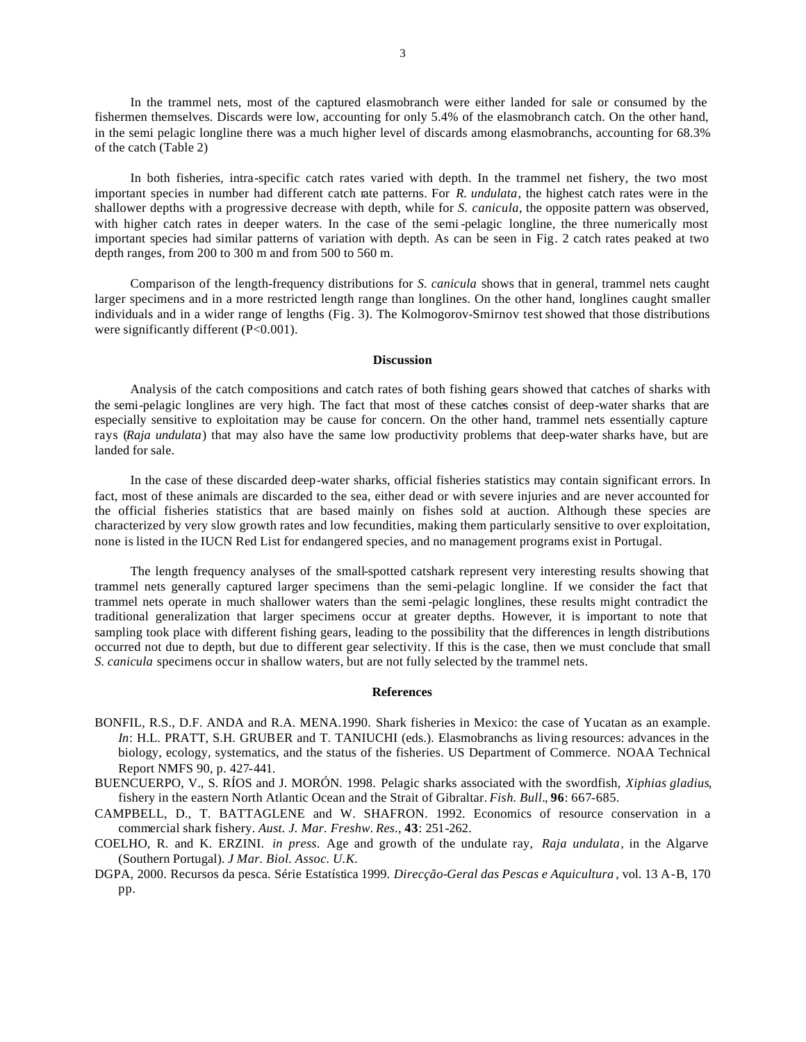In the trammel nets, most of the captured elasmobranch were either landed for sale or consumed by the fishermen themselves. Discards were low, accounting for only 5.4% of the elasmobranch catch. On the other hand, in the semi pelagic longline there was a much higher level of discards among elasmobranchs, accounting for 68.3% of the catch (Table 2)

In both fisheries, intra-specific catch rates varied with depth. In the trammel net fishery, the two most important species in number had different catch rate patterns. For *R. undulata*, the highest catch rates were in the shallower depths with a progressive decrease with depth, while for *S. canicula*, the opposite pattern was observed, with higher catch rates in deeper waters. In the case of the semi-pelagic longline, the three numerically most important species had similar patterns of variation with depth. As can be seen in Fig. 2 catch rates peaked at two depth ranges, from 200 to 300 m and from 500 to 560 m.

Comparison of the length-frequency distributions for *S. canicula* shows that in general, trammel nets caught larger specimens and in a more restricted length range than longlines. On the other hand, longlines caught smaller individuals and in a wider range of lengths (Fig. 3). The Kolmogorov-Smirnov test showed that those distributions were significantly different ($P<0.001$).

## Discussion

Analysis of the catch compositions and catch rates of both fishing gears showed that catches of sharks with the semi-pelagic longlines are very high. The fact that most of these catches consist of deep-water sharks that are especially sensitive to exploitation may be cause for concern. On the other hand, trammel nets essentially capture rays (*Raja undulata*) that may also have the same low productivity problems that deep-water sharks have, but are landed for sale.

In the case of these discarded deep-water sharks, official fisheries statistics may contain significant errors. In fact, most of these animals are discarded to the sea, either dead or with severe injuries and are never accounted for the official fisheries statistics that are based mainly on fishes sold at auction. Although these species are characterized by very slow growth rates and low fecundities, making them particularly sensitive to over exploitation, none is listed in the IUCN Red List for endangered species, and no management programs exist in Portugal.

The length frequency analyses of the small-spotted catshark represent very interesting results showing that trammel nets generally captured larger specimens than the semi-pelagic longline. If we consider the fact that trammel nets operate in much shallower waters than the semi-pelagic longlines, these results might contradict the traditional generalization that larger specimens occur at greater depths. However, it is important to note that sampling took place with different fishing gears, leading to the possibility that the differences in length distributions occurred not due to depth, but due to different gear selectivity. If this is the case, then we must conclude that small *S. canicula* specimens occur in shallow waters, but are not fully selected by the trammel nets.

## References

BONFIL, R.S., D.F. ANDA and R.A. MENA.1990. Shark fisheries in Mexico: the case of Yucatan as an example. *In*: H.L. PRATT, S.H. GRUBER and T. TANIUCHI (eds.). Elasmobranchs as living resources: advances in the biology, ecology, systematics, and the status of the fisheries. US Department of Commerce. NOAA Technical Report NMFS 90, p. 427-441.

BUENCUERPO, V., S. RÍOS and J. MORÓN. 1998. Pelagic sharks associated with the swordfish, *Xiphias gladius*, fishery in the eastern North Atlantic Ocean and the Strait of Gibraltar. *Fish. Bull*., **96**: 667-685.

CAMPBELL, D., T. BATTAGLENE and W. SHAFRON. 1992. Economics of resource conservation in a commercial shark fishery. *Aust. J. Mar. Freshw. Res*., **43**: 251-262.

COELHO, R. and K. ERZINI. *in press*. Age and growth of the undulate ray, *Raja undulata*, in the Algarve (Southern Portugal). *J Mar. Biol. Assoc. U.K.*

DGPA, 2000. Recursos da pesca. Série Estatística 1999. *Direcção-Geral das Pescas e Aquicultura*, vol. 13 A-B, 170 pp.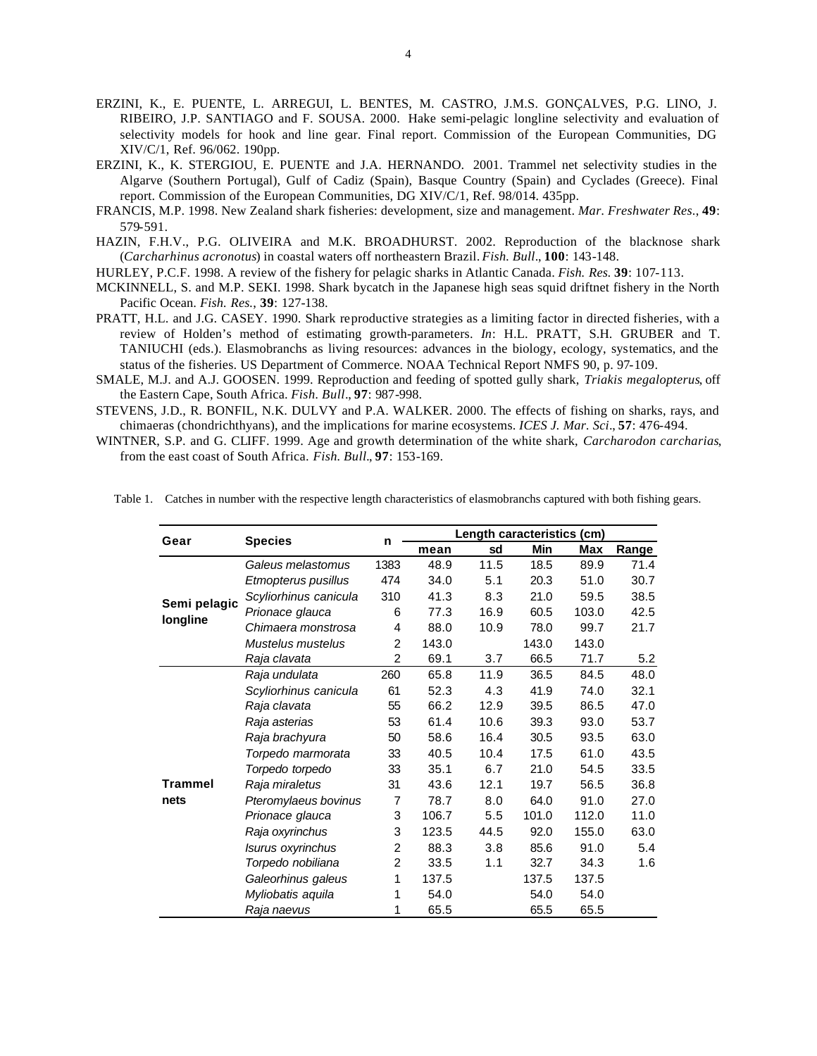ERZINI, K., E. PUENTE, L. ARREGUI, L. BENTES, M. CASTRO, J.M.S. GONÇALVES, P.G. LINO, J. RIBEIRO, J.P. SANTIAGO and F. SOUSA. 2000. Hake semi-pelagic longline selectivity and evaluation of selectivity models for hook and line gear. Final report. Commission of the European Communities, DG XIV/C/1, Ref. 96/062. 190pp.

ERZINI, K., K. STERGIOU, E. PUENTE and J.A. HERNANDO. 2001. Trammel net selectivity studies in the Algarve (Southern Portugal), Gulf of Cadiz (Spain), Basque Country (Spain) and Cyclades (Greece). Final report. Commission of the European Communities, DG XIV/C/1, Ref. 98/014. 435pp.

FRANCIS, M.P. 1998. New Zealand shark fisheries: development, size and management. *Mar. Freshwater Res.*, **49**: 579-591.

HAZIN, F.H.V., P.G. OLIVEIRA and M.K. BROADHURST. 2002. Reproduction of the blacknose shark (*Carcharhinus acronotus*) in coastal waters off northeastern Brazil. *Fish. Bull.*, **100**: 143-148.

HURLEY, P.C.F. 1998. A review of the fishery for pelagic sharks in Atlantic Canada. *Fish. Res.* **39**: 107-113.

MCKINNELL, S. and M.P. SEKI. 1998. Shark bycatch in the Japanese high seas squid driftnet fishery in the North Pacific Ocean. *Fish. Res.*, **39**: 127-138.

PRATT, H.L. and J.G. CASEY. 1990. Shark reproductive strategies as a limiting factor in directed fisheries, with a review of Holden's method of estimating growth-parameters. *In*: H.L. PRATT, S.H. GRUBER and T. TANIUCHI (eds.). Elasmobranchs as living resources: advances in the biology, ecology, systematics, and the status of the fisheries. US Department of Commerce. NOAA Technical Report NMFS 90, p. 97-109.

SMALE, M.J. and A.J. GOOSEN. 1999. Reproduction and feeding of spotted gully shark, *Triakis megalopterus*, off the Eastern Cape, South Africa. *Fish. Bull.*, **97**: 987-998.

STEVENS, J.D., R. BONFIL, N.K. DULVY and P.A. WALKER. 2000. The effects of fishing on sharks, rays, and chimaeras (chondrichthyans), and the implications for marine ecosystems. *ICES J. Mar. Sci.*, **57**: 476-494.

WINTNER, S.P. and G. CLIFF. 1999. Age and growth determination of the white shark, *Carcharodon carcharias*, from the east coast of South Africa. *Fish. Bull.*, **97**: 153-169.

Table 1. Catches in number with the respective length characteristics of elasmobranchs captured with both fishing gears.

| Gear | Species | n | Length caracteristics (cm) | | | | |
|---|---|---|---|---|---|---|---|
| | | | mean | sd | Min | Max | Range |
| Semi pelagic longline | *Galeus melastomus* | 1383 | 48.9 | 11.5 | 18.5 | 89.9 | 71.4 |
| | *Etmopterus pusillus* | 474 | 34.0 | 5.1 | 20.3 | 51.0 | 30.7 |
| | *Scyliorhinus canicula* | 310 | 41.3 | 8.3 | 21.0 | 59.5 | 38.5 |
| | *Prionace glauca* | 6 | 77.3 | 16.9 | 60.5 | 103.0 | 42.5 |
| | *Chimaera monstrosa* | 4 | 88.0 | 10.9 | 78.0 | 99.7 | 21.7 |
| | *Mustelus mustelus* | 2 | 143.0 | | 143.0 | 143.0 | |
| | *Raja clavata* | 2 | 69.1 | 3.7 | 66.5 | 71.7 | 5.2 |
| Trammel nets | *Raja undulata* | 260 | 65.8 | 11.9 | 36.5 | 84.5 | 48.0 |
| | *Scyliorhinus canicula* | 61 | 52.3 | 4.3 | 41.9 | 74.0 | 32.1 |
| | *Raja clavata* | 55 | 66.2 | 12.9 | 39.5 | 86.5 | 47.0 |
| | *Raja asterias* | 53 | 61.4 | 10.6 | 39.3 | 93.0 | 53.7 |
| | *Raja brachyura* | 50 | 58.6 | 16.4 | 30.5 | 93.5 | 63.0 |
| | *Torpedo marmorata* | 33 | 40.5 | 10.4 | 17.5 | 61.0 | 43.5 |
| | *Torpedo torpedo* | 33 | 35.1 | 6.7 | 21.0 | 54.5 | 33.5 |
| | *Raja miraletus* | 31 | 43.6 | 12.1 | 19.7 | 56.5 | 36.8 |
| | *Pteromylaeus bovinus* | 7 | 78.7 | 8.0 | 64.0 | 91.0 | 27.0 |
| | *Prionace glauca* | 3 | 106.7 | 5.5 | 101.0 | 112.0 | 11.0 |
| | *Raja oxyrinchus* | 3 | 123.5 | 44.5 | 92.0 | 155.0 | 63.0 |
| | *Isurus oxyrinchus* | 2 | 88.3 | 3.8 | 85.6 | 91.0 | 5.4 |
| | *Torpedo nobiliana* | 2 | 33.5 | 1.1 | 32.7 | 34.3 | 1.6 |
| | *Galeorhinus galeus* | 1 | 137.5 | | 137.5 | 137.5 | |
| | *Myliobatis aquila* | 1 | 54.0 | | 54.0 | 54.0 | |
| | *Raja naevus* | 1 | 65.5 | | 65.5 | 65.5 | |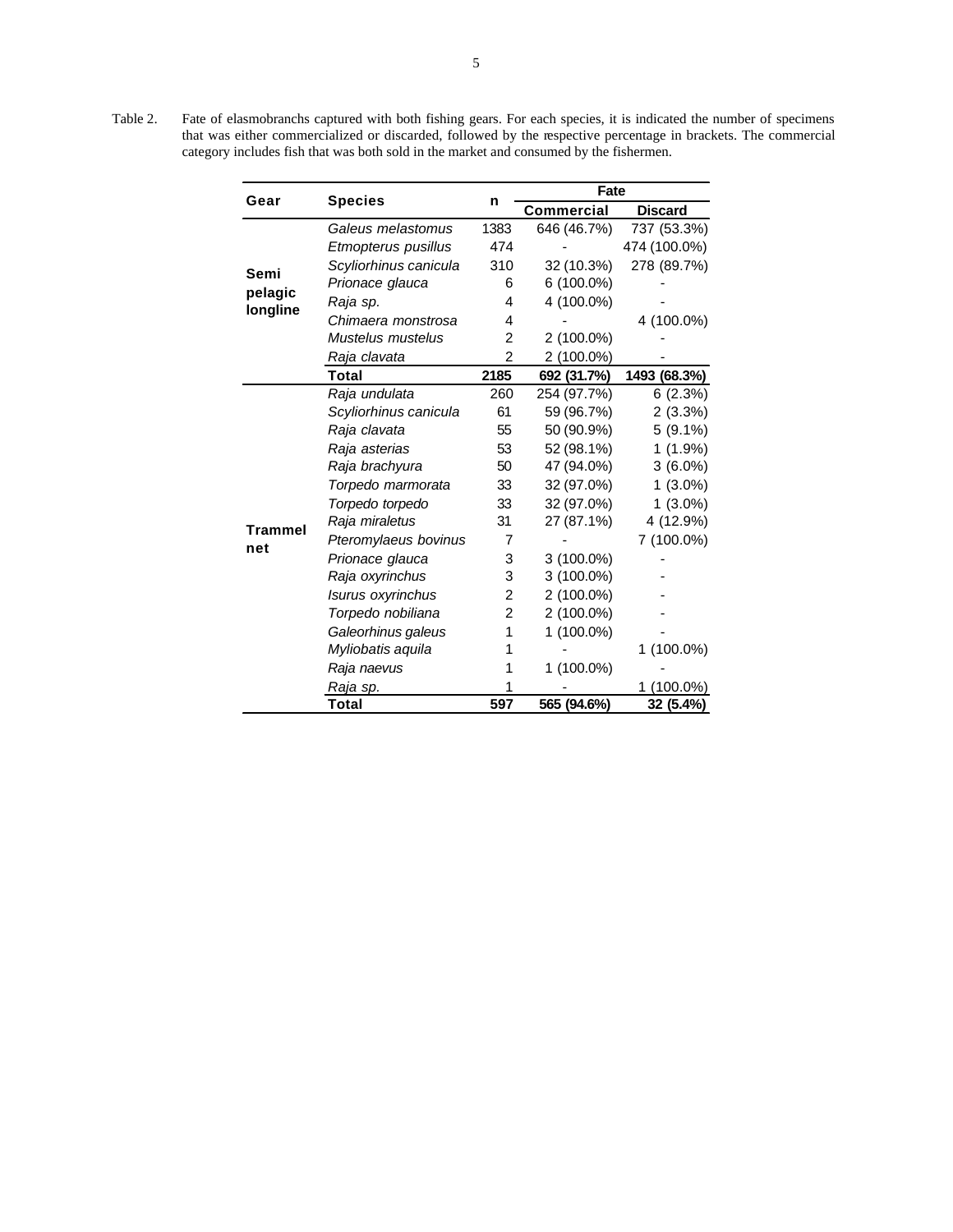Table 2. Fate of elasmobranchs captured with both fishing gears. For each species, it is indicated the number of specimens that was either commercialized or discarded, followed by the respective percentage in brackets. The commercial category includes fish that was both sold in the market and consumed by the fishermen.

| Gear | Species | n | Fate | |
|---|---|---|---|---|
| | | | Commercial | Discard |
| Semi pelagic longline | *Galeus melastomus* | 1383 | 646 (46.7%) | 737 (53.3%) |
| | *Etmopterus pusillus* | 474 | - | 474 (100.0%) |
| | *Scyliorhinus canicula* | 310 | 32 (10.3%) | 278 (89.7%) |
| | *Prionace glauca* | 6 | 6 (100.0%) | - |
| | *Raja sp.* | 4 | 4 (100.0%) | - |
| | *Chimaera monstrosa* | 4 | - | 4 (100.0%) |
| | *Mustelus mustelus* | 2 | 2 (100.0%) | - |
| | *Raja clavata* | 2 | 2 (100.0%) | - |
| | **Total** | **2185** | **692 (31.7%)** | **1493 (68.3%)** |
| Trammel net | *Raja undulata* | 260 | 254 (97.7%) | 6 (2.3%) |
| | *Scyliorhinus canicula* | 61 | 59 (96.7%) | 2 (3.3%) |
| | *Raja clavata* | 55 | 50 (90.9%) | 5 (9.1%) |
| | *Raja asterias* | 53 | 52 (98.1%) | 1 (1.9%) |
| | *Raja brachyura* | 50 | 47 (94.0%) | 3 (6.0%) |
| | *Torpedo marmorata* | 33 | 32 (97.0%) | 1 (3.0%) |
| | *Torpedo torpedo* | 33 | 32 (97.0%) | 1 (3.0%) |
| | *Raja miraletus* | 31 | 27 (87.1%) | 4 (12.9%) |
| | *Pteromylaeus bovinus* | 7 | - | 7 (100.0%) |
| | *Prionace glauca* | 3 | 3 (100.0%) | - |
| | *Raja oxyrinchus* | 3 | 3 (100.0%) | - |
| | *Isurus oxyrinchus* | 2 | 2 (100.0%) | - |
| | *Torpedo nobiliana* | 2 | 2 (100.0%) | - |
| | *Galeorhinus galeus* | 1 | 1 (100.0%) | - |
| | *Myliobatis aquila* | 1 | - | 1 (100.0%) |
| | *Raja naevus* | 1 | 1 (100.0%) | - |
| | *Raja sp.* | 1 | - | 1 (100.0%) |
| | **Total** | **597** | **565 (94.6%)** | **32 (5.4%)** |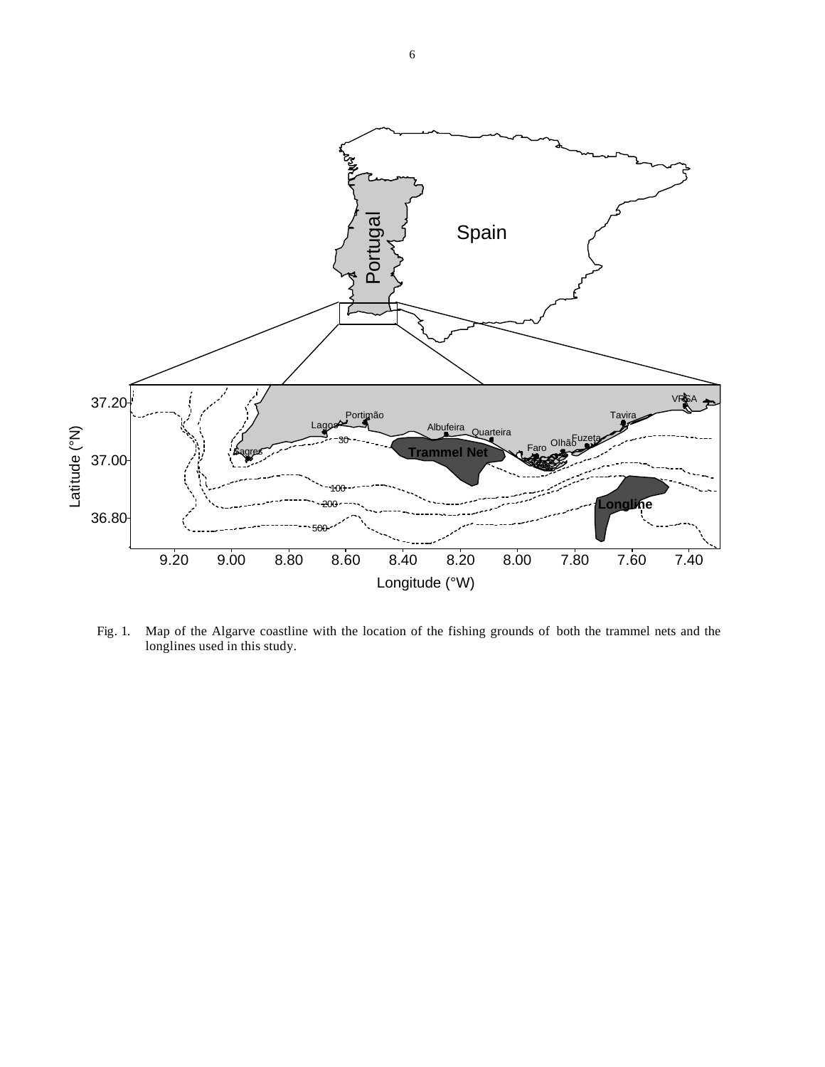Fig. 1. Map of the Algarve coastline with the location of the fishing grounds of both the trammel nets and the longlines used in this study.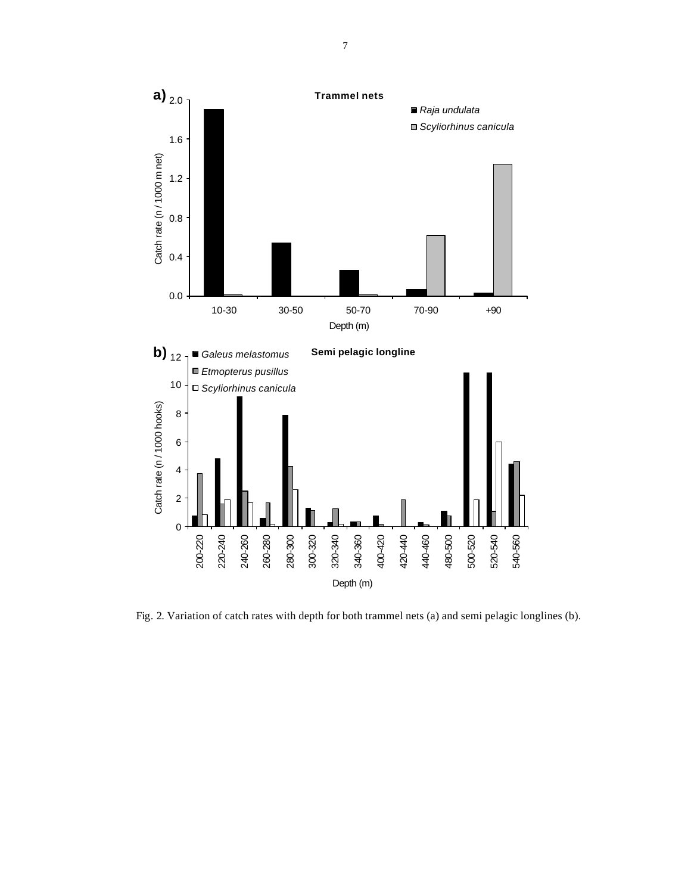Fig. 2. Variation of catch rates with depth for both trammel nets (a) and semi pelagic longlines (b).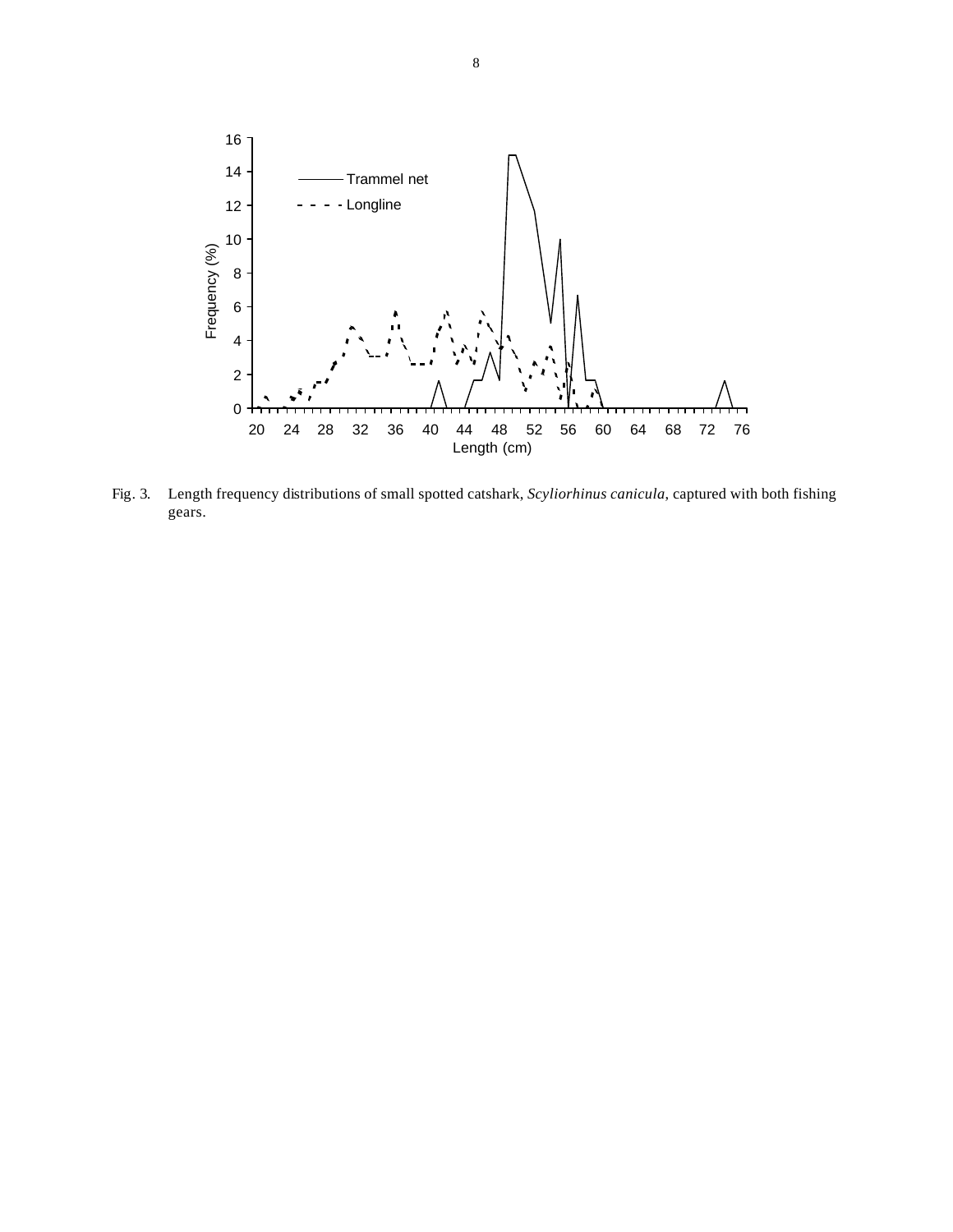16
14
12
10
8
6
4
2
0

Frequency (%)

Trammel net

Longline

20 24 28 32 36 40 44 48 52 56 60 64 68 72 76

Length (cm)

Fig. 3. Length frequency distributions of small spotted catshark, *Scyliorhinus canicula*, captured with both fishing gears.